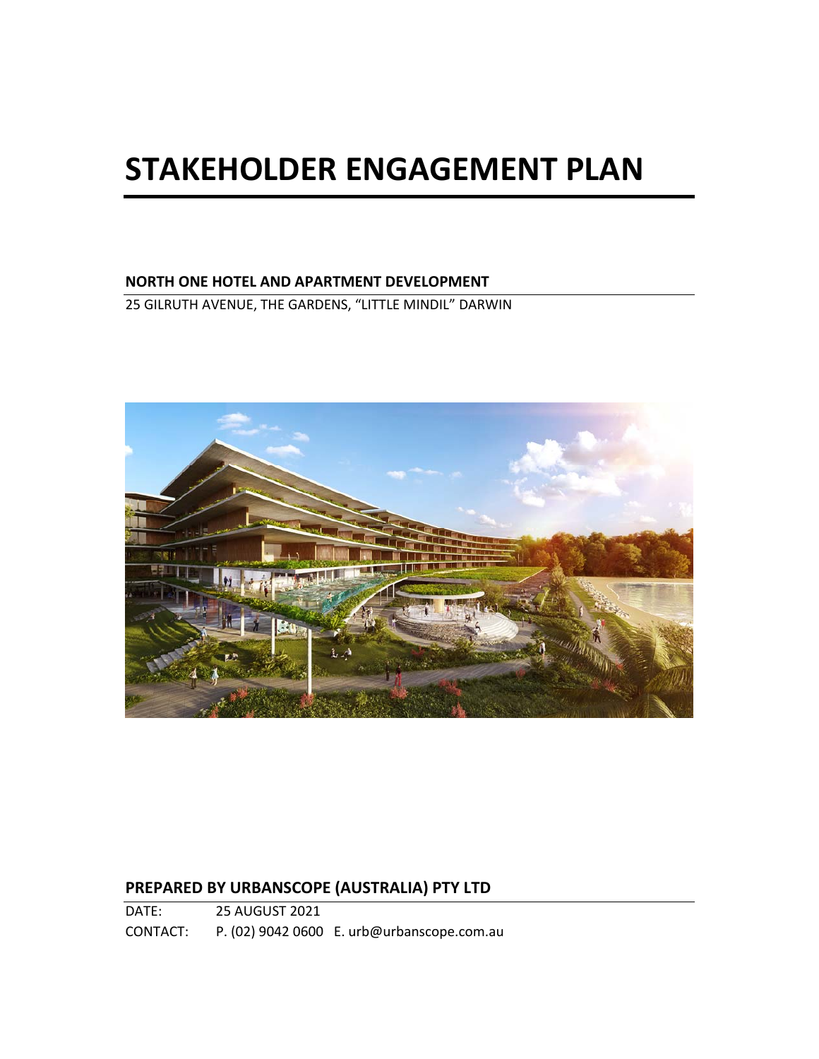# STAKEHOLDER ENGAGEMENT PLAN

**NORTH ONE HOTEL AND APARTMENT DEVELOPMENT**

25 GILRUTH AVENUE, THE GARDENS, "LITTLE MINDIL" DARWIN

**PREPARED BY URBANSCOPE (AUSTRALIA) PTY LTD**

DATE: 25 AUGUST 2021

CONTACT: P. (02) 9042 0600 E. urb@urbanscope.com.au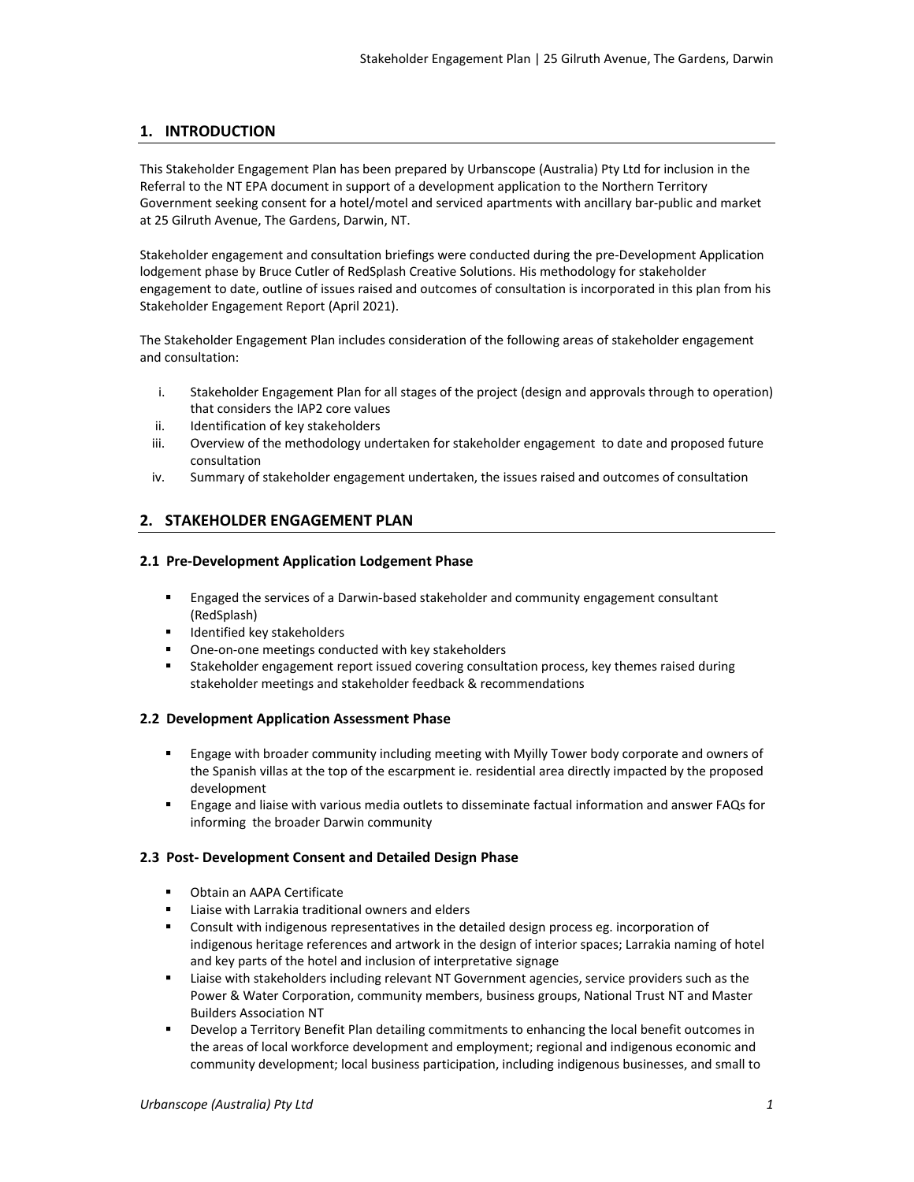## 1. INTRODUCTION

This Stakeholder Engagement Plan has been prepared by Urbanscope (Australia) Pty Ltd for inclusion in the Referral to the NT EPA document in support of a development application to the Northern Territory Government seeking consent for a hotel/motel and serviced apartments with ancillary bar-public and market at 25 Gilruth Avenue, The Gardens, Darwin, NT.

Stakeholder engagement and consultation briefings were conducted during the pre-Development Application lodgement phase by Bruce Cutler of RedSplash Creative Solutions. His methodology for stakeholder engagement to date, outline of issues raised and outcomes of consultation is incorporated in this plan from his Stakeholder Engagement Report (April 2021).

The Stakeholder Engagement Plan includes consideration of the following areas of stakeholder engagement and consultation:

i. Stakeholder Engagement Plan for all stages of the project (design and approvals through to operation) that considers the IAP2 core values
ii. Identification of key stakeholders
iii. Overview of the methodology undertaken for stakeholder engagement to date and proposed future consultation
iv. Summary of stakeholder engagement undertaken, the issues raised and outcomes of consultation

## 2. STAKEHOLDER ENGAGEMENT PLAN

### 2.1 Pre-Development Application Lodgement Phase

- Engaged the services of a Darwin-based stakeholder and community engagement consultant (RedSplash)
- Identified key stakeholders
- One-on-one meetings conducted with key stakeholders
- Stakeholder engagement report issued covering consultation process, key themes raised during stakeholder meetings and stakeholder feedback & recommendations

### 2.2 Development Application Assessment Phase

- Engage with broader community including meeting with Myilly Tower body corporate and owners of the Spanish villas at the top of the escarpment ie. residential area directly impacted by the proposed development
- Engage and liaise with various media outlets to disseminate factual information and answer FAQs for informing the broader Darwin community

### 2.3 Post- Development Consent and Detailed Design Phase

- Obtain an AAPA Certificate
- Liaise with Larrakia traditional owners and elders
- Consult with indigenous representatives in the detailed design process eg. incorporation of indigenous heritage references and artwork in the design of interior spaces; Larrakia naming of hotel and key parts of the hotel and inclusion of interpretative signage
- Liaise with stakeholders including relevant NT Government agencies, service providers such as the Power & Water Corporation, community members, business groups, National Trust NT and Master Builders Association NT
- Develop a Territory Benefit Plan detailing commitments to enhancing the local benefit outcomes in the areas of local workforce development and employment; regional and indigenous economic and community development; local business participation, including indigenous businesses, and small to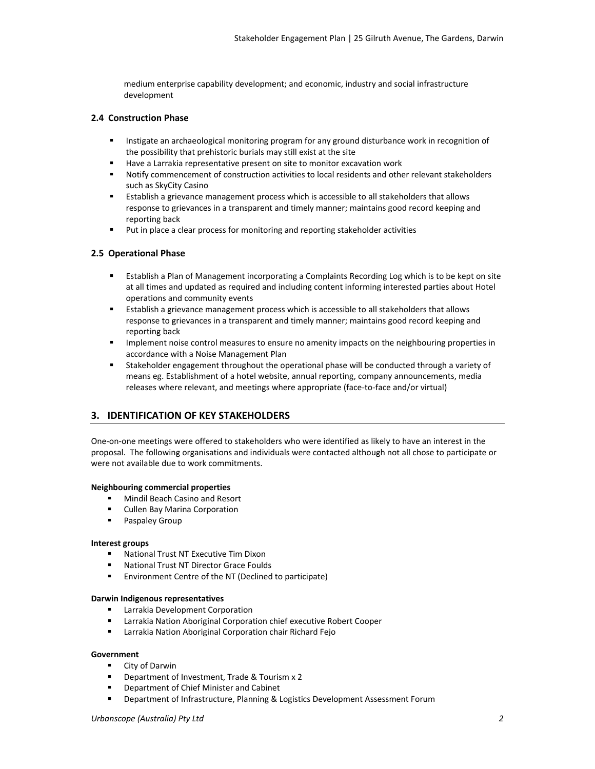medium enterprise capability development; and economic, industry and social infrastructure development

### 2.4 Construction Phase

- Instigate an archaeological monitoring program for any ground disturbance work in recognition of the possibility that prehistoric burials may still exist at the site
- Have a Larrakia representative present on site to monitor excavation work
- Notify commencement of construction activities to local residents and other relevant stakeholders such as SkyCity Casino
- Establish a grievance management process which is accessible to all stakeholders that allows response to grievances in a transparent and timely manner; maintains good record keeping and reporting back
- Put in place a clear process for monitoring and reporting stakeholder activities

### 2.5 Operational Phase

- Establish a Plan of Management incorporating a Complaints Recording Log which is to be kept on site at all times and updated as required and including content informing interested parties about Hotel operations and community events
- Establish a grievance management process which is accessible to all stakeholders that allows response to grievances in a transparent and timely manner; maintains good record keeping and reporting back
- Implement noise control measures to ensure no amenity impacts on the neighbouring properties in accordance with a Noise Management Plan
- Stakeholder engagement throughout the operational phase will be conducted through a variety of means eg. Establishment of a hotel website, annual reporting, company announcements, media releases where relevant, and meetings where appropriate (face-to-face and/or virtual)

## 3. IDENTIFICATION OF KEY STAKEHOLDERS

One-on-one meetings were offered to stakeholders who were identified as likely to have an interest in the proposal. The following organisations and individuals were contacted although not all chose to participate or were not available due to work commitments.

**Neighbouring commercial properties**

- Mindil Beach Casino and Resort
- Cullen Bay Marina Corporation
- Paspaley Group

**Interest groups**

- National Trust NT Executive Tim Dixon
- National Trust NT Director Grace Foulds
- Environment Centre of the NT (Declined to participate)

**Darwin Indigenous representatives**

- Larrakia Development Corporation
- Larrakia Nation Aboriginal Corporation chief executive Robert Cooper
- Larrakia Nation Aboriginal Corporation chair Richard Fejo

**Government**

- City of Darwin
- Department of Investment, Trade & Tourism x 2
- Department of Chief Minister and Cabinet
- Department of Infrastructure, Planning & Logistics Development Assessment Forum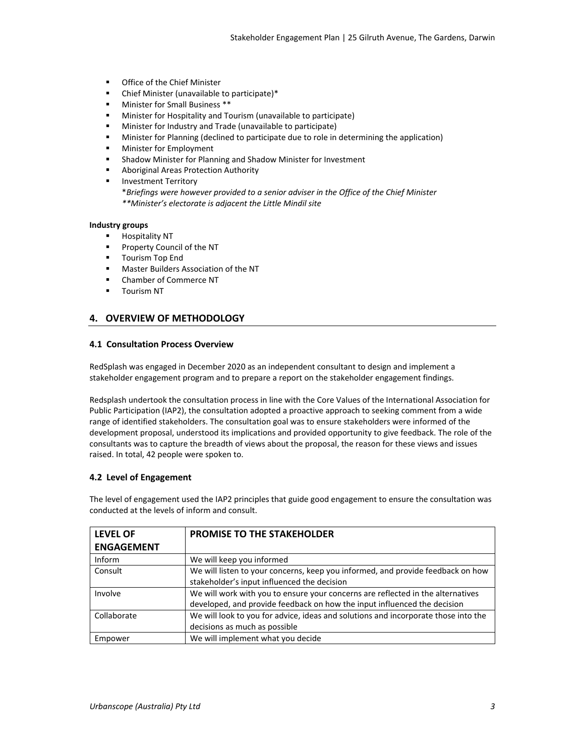- Office of the Chief Minister
- Chief Minister (unavailable to participate)*
- Minister for Small Business **
- Minister for Hospitality and Tourism (unavailable to participate)
- Minister for Industry and Trade (unavailable to participate)
- Minister for Planning (declined to participate due to role in determining the application)
- Minister for Employment
- Shadow Minister for Planning and Shadow Minister for Investment
- Aboriginal Areas Protection Authority
- Investment Territory

  **Briefings were however provided to a senior adviser in the Office of the Chief Minister*
  ***Minister's electorate is adjacent the Little Mindil site*

**Industry groups**

- Hospitality NT
- Property Council of the NT
- Tourism Top End
- Master Builders Association of the NT
- Chamber of Commerce NT
- Tourism NT

## 4. OVERVIEW OF METHODOLOGY

### 4.1 Consultation Process Overview

RedSplash was engaged in December 2020 as an independent consultant to design and implement a stakeholder engagement program and to prepare a report on the stakeholder engagement findings.

Redsplash undertook the consultation process in line with the Core Values of the International Association for Public Participation (IAP2), the consultation adopted a proactive approach to seeking comment from a wide range of identified stakeholders. The consultation goal was to ensure stakeholders were informed of the development proposal, understood its implications and provided opportunity to give feedback. The role of the consultants was to capture the breadth of views about the proposal, the reason for these views and issues raised. In total, 42 people were spoken to.

### 4.2 Level of Engagement

The level of engagement used the IAP2 principles that guide good engagement to ensure the consultation was conducted at the levels of inform and consult.

| LEVEL OF ENGAGEMENT | PROMISE TO THE STAKEHOLDER |
|---|---|
| Inform | We will keep you informed |
| Consult | We will listen to your concerns, keep you informed, and provide feedback on how stakeholder's input influenced the decision |
| Involve | We will work with you to ensure your concerns are reflected in the alternatives developed, and provide feedback on how the input influenced the decision |
| Collaborate | We will look to you for advice, ideas and solutions and incorporate those into the decisions as much as possible |
| Empower | We will implement what you decide |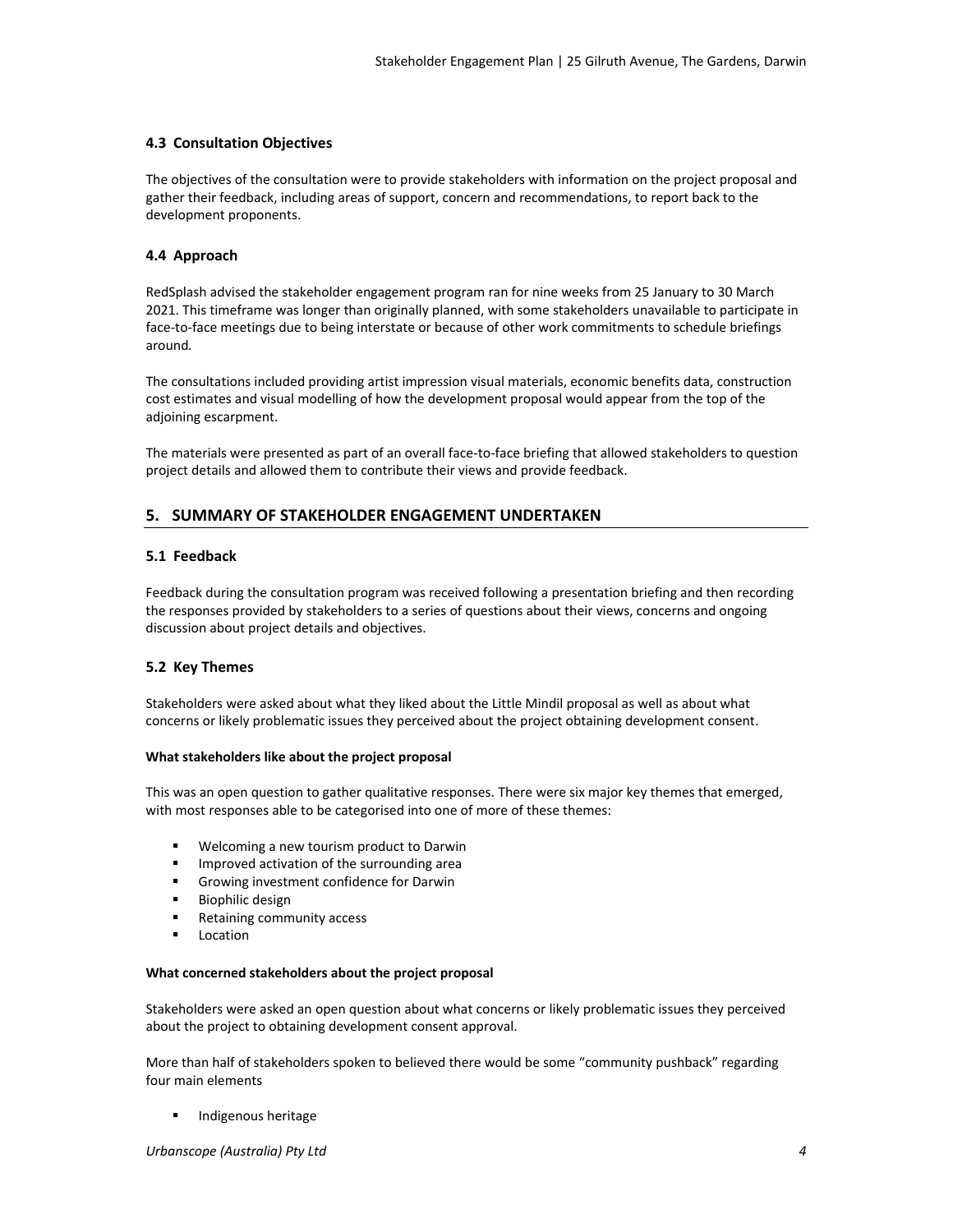### 4.3 Consultation Objectives

The objectives of the consultation were to provide stakeholders with information on the project proposal and gather their feedback, including areas of support, concern and recommendations, to report back to the development proponents.

### 4.4 Approach

RedSplash advised the stakeholder engagement program ran for nine weeks from 25 January to 30 March 2021. This timeframe was longer than originally planned, with some stakeholders unavailable to participate in face-to-face meetings due to being interstate or because of other work commitments to schedule briefings around.

The consultations included providing artist impression visual materials, economic benefits data, construction cost estimates and visual modelling of how the development proposal would appear from the top of the adjoining escarpment.

The materials were presented as part of an overall face-to-face briefing that allowed stakeholders to question project details and allowed them to contribute their views and provide feedback.

## 5. SUMMARY OF STAKEHOLDER ENGAGEMENT UNDERTAKEN

### 5.1 Feedback

Feedback during the consultation program was received following a presentation briefing and then recording the responses provided by stakeholders to a series of questions about their views, concerns and ongoing discussion about project details and objectives.

### 5.2 Key Themes

Stakeholders were asked about what they liked about the Little Mindil proposal as well as about what concerns or likely problematic issues they perceived about the project obtaining development consent.

**What stakeholders like about the project proposal**

This was an open question to gather qualitative responses. There were six major key themes that emerged, with most responses able to be categorised into one of more of these themes:

- Welcoming a new tourism product to Darwin
- Improved activation of the surrounding area
- Growing investment confidence for Darwin
- Biophilic design
- Retaining community access
- Location

**What concerned stakeholders about the project proposal**

Stakeholders were asked an open question about what concerns or likely problematic issues they perceived about the project to obtaining development consent approval.

More than half of stakeholders spoken to believed there would be some "community pushback" regarding four main elements

- Indigenous heritage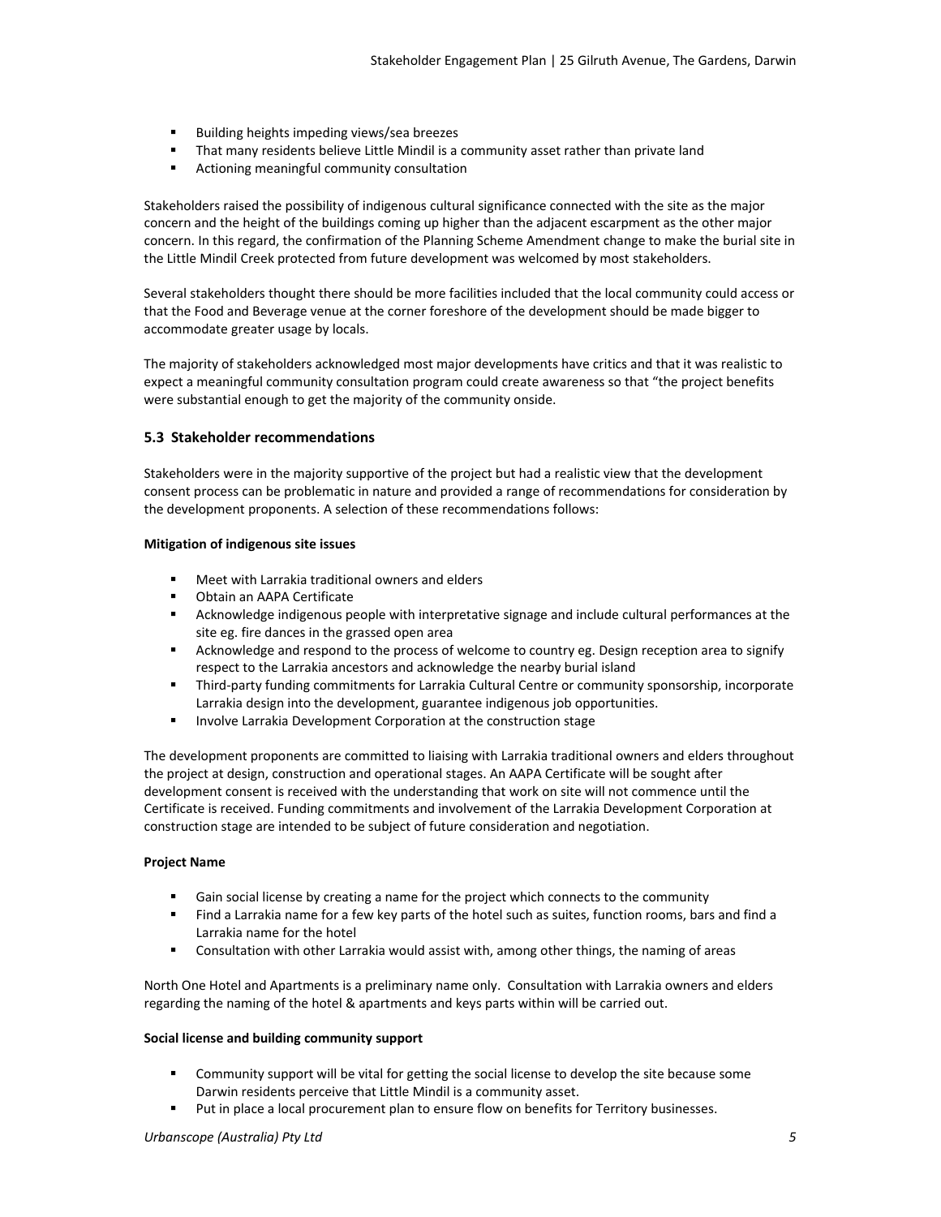- Building heights impeding views/sea breezes
- That many residents believe Little Mindil is a community asset rather than private land
- Actioning meaningful community consultation

Stakeholders raised the possibility of indigenous cultural significance connected with the site as the major concern and the height of the buildings coming up higher than the adjacent escarpment as the other major concern. In this regard, the confirmation of the Planning Scheme Amendment change to make the burial site in the Little Mindil Creek protected from future development was welcomed by most stakeholders.

Several stakeholders thought there should be more facilities included that the local community could access or that the Food and Beverage venue at the corner foreshore of the development should be made bigger to accommodate greater usage by locals.

The majority of stakeholders acknowledged most major developments have critics and that it was realistic to expect a meaningful community consultation program could create awareness so that "the project benefits were substantial enough to get the majority of the community onside.

### 5.3 Stakeholder recommendations

Stakeholders were in the majority supportive of the project but had a realistic view that the development consent process can be problematic in nature and provided a range of recommendations for consideration by the development proponents. A selection of these recommendations follows:

**Mitigation of indigenous site issues**

- Meet with Larrakia traditional owners and elders
- Obtain an AAPA Certificate
- Acknowledge indigenous people with interpretative signage and include cultural performances at the site eg. fire dances in the grassed open area
- Acknowledge and respond to the process of welcome to country eg. Design reception area to signify respect to the Larrakia ancestors and acknowledge the nearby burial island
- Third-party funding commitments for Larrakia Cultural Centre or community sponsorship, incorporate Larrakia design into the development, guarantee indigenous job opportunities.
- Involve Larrakia Development Corporation at the construction stage

The development proponents are committed to liaising with Larrakia traditional owners and elders throughout the project at design, construction and operational stages. An AAPA Certificate will be sought after development consent is received with the understanding that work on site will not commence until the Certificate is received. Funding commitments and involvement of the Larrakia Development Corporation at construction stage are intended to be subject of future consideration and negotiation.

**Project Name**

- Gain social license by creating a name for the project which connects to the community
- Find a Larrakia name for a few key parts of the hotel such as suites, function rooms, bars and find a Larrakia name for the hotel
- Consultation with other Larrakia would assist with, among other things, the naming of areas

North One Hotel and Apartments is a preliminary name only. Consultation with Larrakia owners and elders regarding the naming of the hotel & apartments and keys parts within will be carried out.

**Social license and building community support**

- Community support will be vital for getting the social license to develop the site because some Darwin residents perceive that Little Mindil is a community asset.
- Put in place a local procurement plan to ensure flow on benefits for Territory businesses.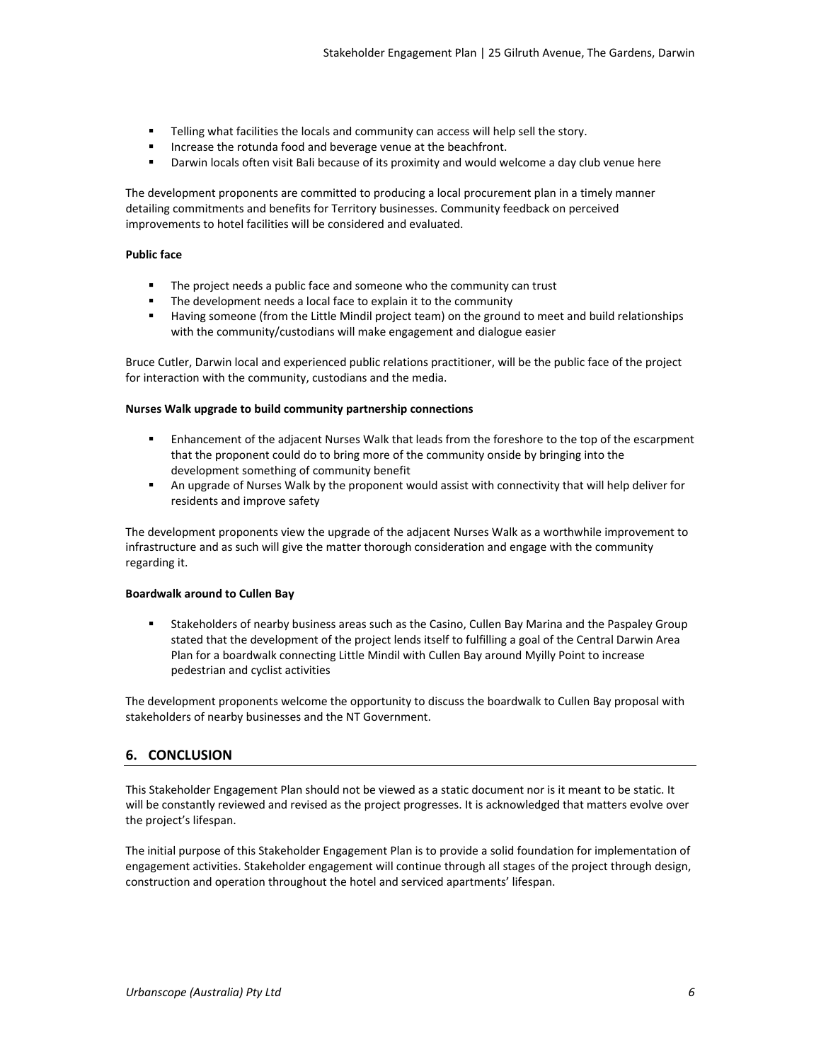- Telling what facilities the locals and community can access will help sell the story.
- Increase the rotunda food and beverage venue at the beachfront.
- Darwin locals often visit Bali because of its proximity and would welcome a day club venue here

The development proponents are committed to producing a local procurement plan in a timely manner detailing commitments and benefits for Territory businesses. Community feedback on perceived improvements to hotel facilities will be considered and evaluated.

**Public face**

- The project needs a public face and someone who the community can trust
- The development needs a local face to explain it to the community
- Having someone (from the Little Mindil project team) on the ground to meet and build relationships with the community/custodians will make engagement and dialogue easier

Bruce Cutler, Darwin local and experienced public relations practitioner, will be the public face of the project for interaction with the community, custodians and the media.

**Nurses Walk upgrade to build community partnership connections**

- Enhancement of the adjacent Nurses Walk that leads from the foreshore to the top of the escarpment that the proponent could do to bring more of the community onside by bringing into the development something of community benefit
- An upgrade of Nurses Walk by the proponent would assist with connectivity that will help deliver for residents and improve safety

The development proponents view the upgrade of the adjacent Nurses Walk as a worthwhile improvement to infrastructure and as such will give the matter thorough consideration and engage with the community regarding it.

**Boardwalk around to Cullen Bay**

- Stakeholders of nearby business areas such as the Casino, Cullen Bay Marina and the Paspaley Group stated that the development of the project lends itself to fulfilling a goal of the Central Darwin Area Plan for a boardwalk connecting Little Mindil with Cullen Bay around Myilly Point to increase pedestrian and cyclist activities

The development proponents welcome the opportunity to discuss the boardwalk to Cullen Bay proposal with stakeholders of nearby businesses and the NT Government.

## 6. CONCLUSION

This Stakeholder Engagement Plan should not be viewed as a static document nor is it meant to be static. It will be constantly reviewed and revised as the project progresses. It is acknowledged that matters evolve over the project's lifespan.

The initial purpose of this Stakeholder Engagement Plan is to provide a solid foundation for implementation of engagement activities. Stakeholder engagement will continue through all stages of the project through design, construction and operation throughout the hotel and serviced apartments' lifespan.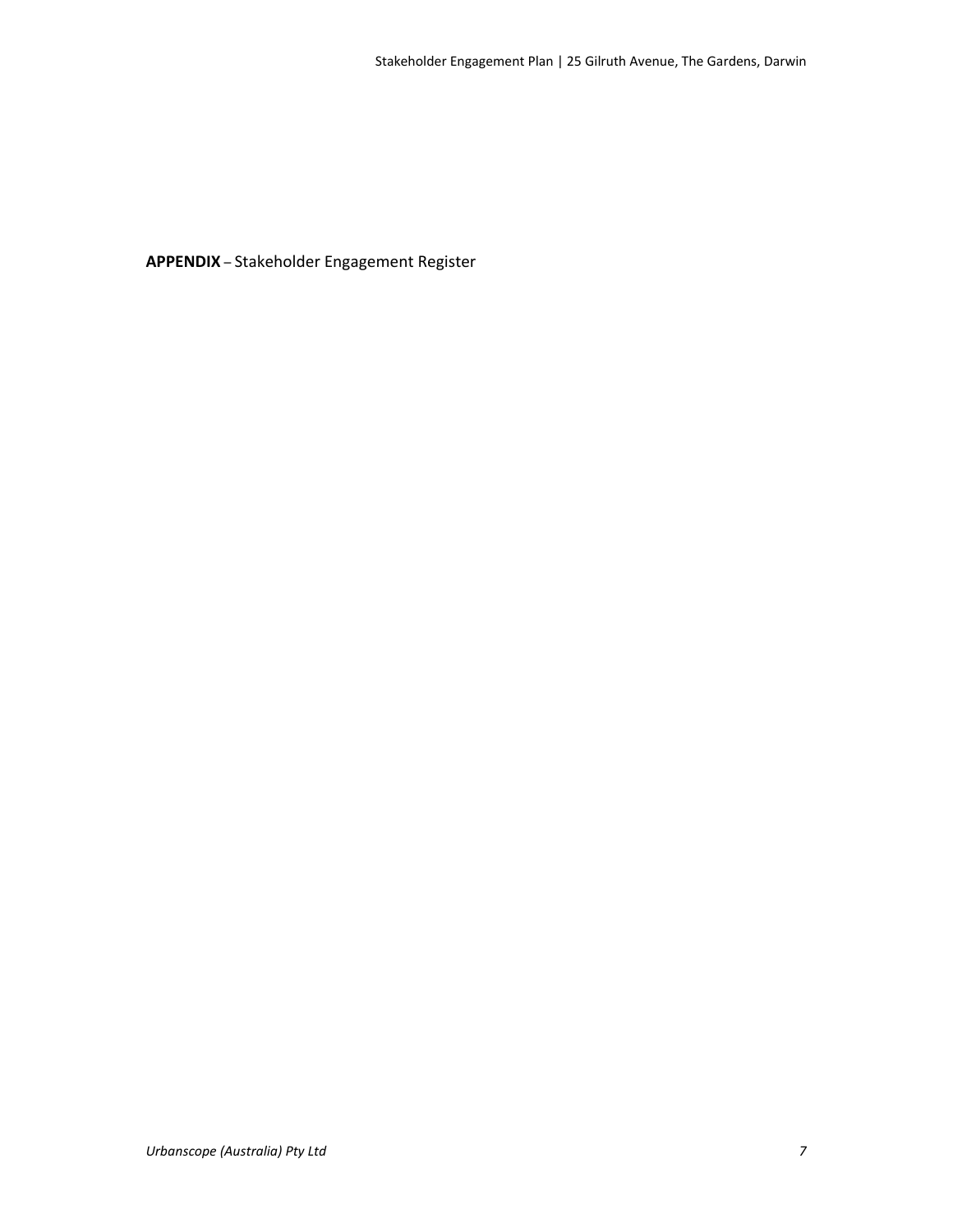**APPENDIX** – Stakeholder Engagement Register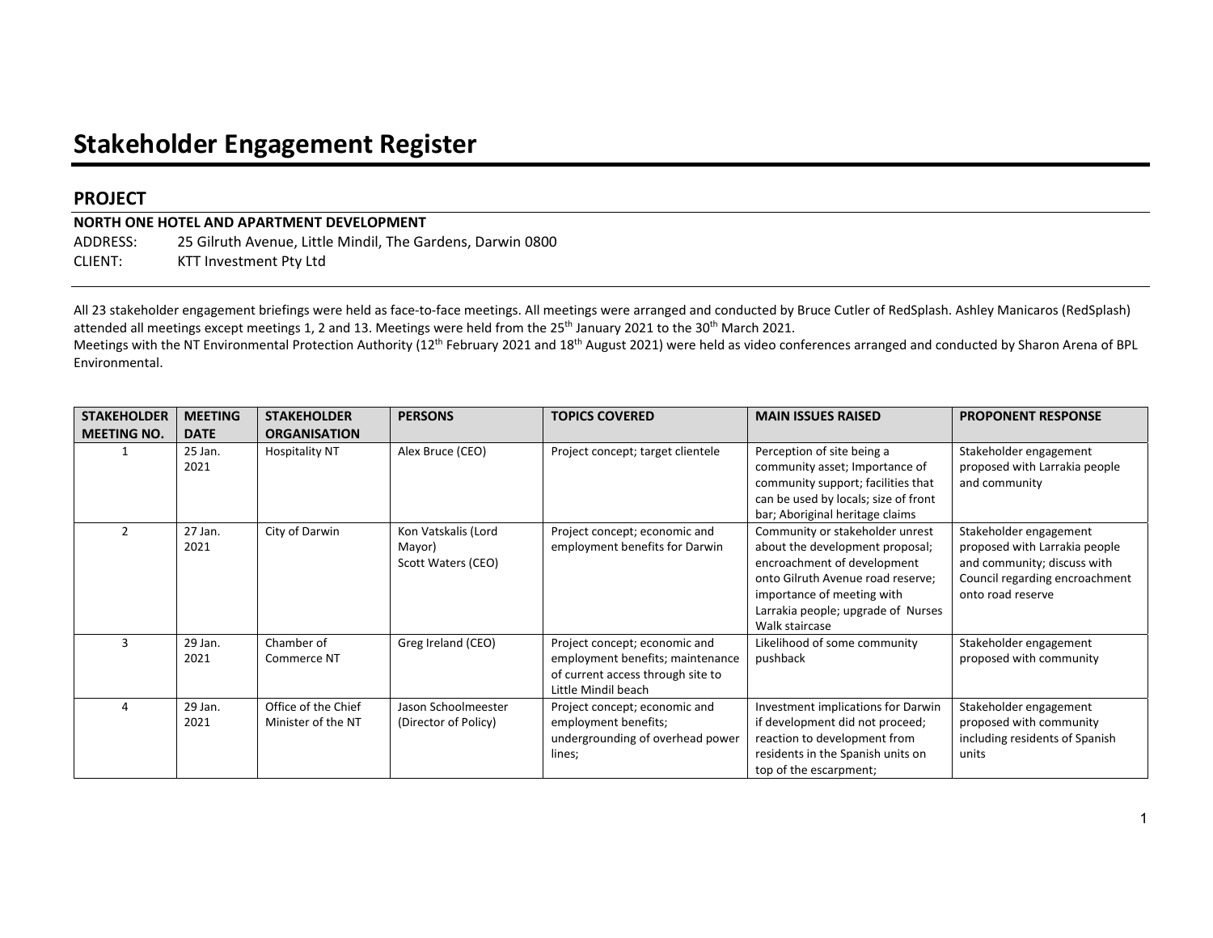# Stakeholder Engagement Register

## PROJECT

**NORTH ONE HOTEL AND APARTMENT DEVELOPMENT**

ADDRESS: 25 Gilruth Avenue, Little Mindil, The Gardens, Darwin 0800

CLIENT: KTT Investment Pty Ltd

All 23 stakeholder engagement briefings were held as face-to-face meetings. All meetings were arranged and conducted by Bruce Cutler of RedSplash. Ashley Manicaros (RedSplash) attended all meetings except meetings 1, 2 and 13. Meetings were held from the 25th January 2021 to the 30th March 2021.

Meetings with the NT Environmental Protection Authority (12th February 2021 and 18th August 2021) were held as video conferences arranged and conducted by Sharon Arena of BPL Environmental.

| STAKEHOLDER MEETING NO. | MEETING DATE | STAKEHOLDER ORGANISATION | PERSONS | TOPICS COVERED | MAIN ISSUES RAISED | PROPONENT RESPONSE |
|---|---|---|---|---|---|---|
| 1 | 25 Jan. 2021 | Hospitality NT | Alex Bruce (CEO) | Project concept; target clientele | Perception of site being a community asset; Importance of community support; facilities that can be used by locals; size of front bar; Aboriginal heritage claims | Stakeholder engagement proposed with Larrakia people and community |
| 2 | 27 Jan. 2021 | City of Darwin | Kon Vatskalis (Lord Mayor)<br>Scott Waters (CEO) | Project concept; economic and employment benefits for Darwin | Community or stakeholder unrest about the development proposal; encroachment of development onto Gilruth Avenue road reserve; importance of meeting with Larrakia people; upgrade of Nurses Walk staircase | Stakeholder engagement proposed with Larrakia people and community; discuss with Council regarding encroachment onto road reserve |
| 3 | 29 Jan. 2021 | Chamber of Commerce NT | Greg Ireland (CEO) | Project concept; economic and employment benefits; maintenance of current access through site to Little Mindil beach | Likelihood of some community pushback | Stakeholder engagement proposed with community |
| 4 | 29 Jan. 2021 | Office of the Chief Minister of the NT | Jason Schoolmeester (Director of Policy) | Project concept; economic and employment benefits; undergrounding of overhead power lines; | Investment implications for Darwin if development did not proceed; reaction to development from residents in the Spanish units on top of the escarpment; | Stakeholder engagement proposed with community including residents of Spanish units |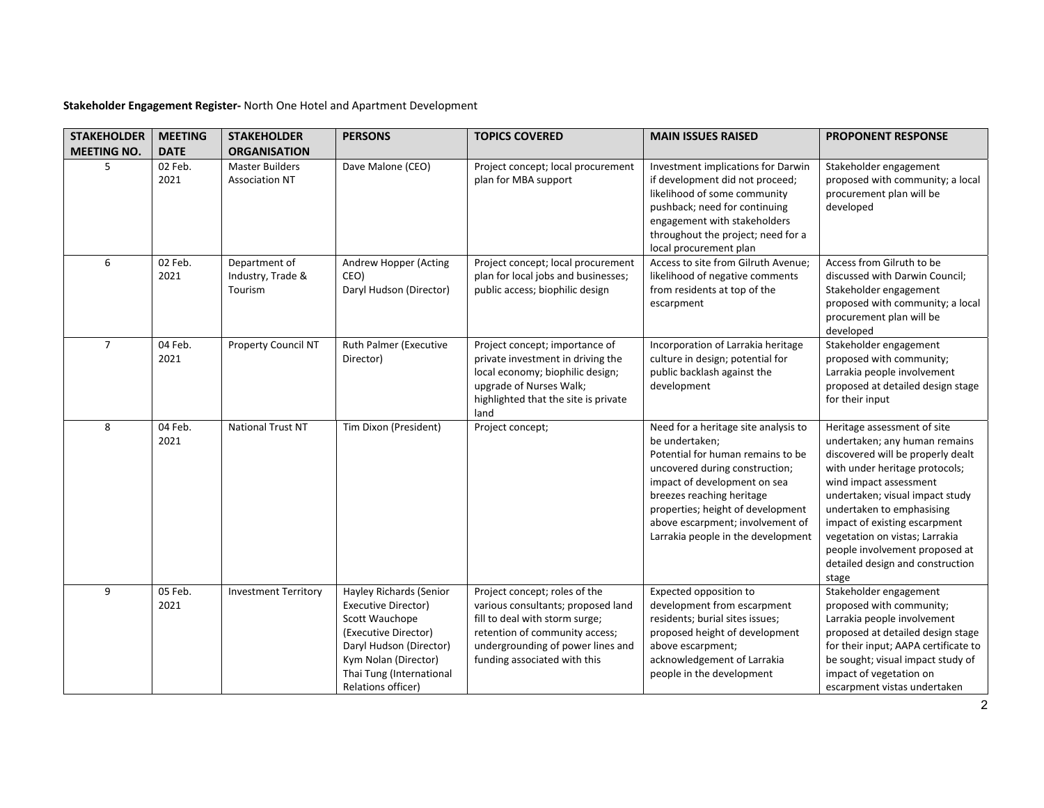**Stakeholder Engagement Register-** North One Hotel and Apartment Development

| STAKEHOLDER MEETING NO. | MEETING DATE | STAKEHOLDER ORGANISATION | PERSONS | TOPICS COVERED | MAIN ISSUES RAISED | PROPONENT RESPONSE |
|---|---|---|---|---|---|---|
| 5 | 02 Feb. 2021 | Master Builders Association NT | Dave Malone (CEO) | Project concept; local procurement plan for MBA support | Investment implications for Darwin if development did not proceed; likelihood of some community pushback; need for continuing engagement with stakeholders throughout the project; need for a local procurement plan | Stakeholder engagement proposed with community; a local procurement plan will be developed |
| 6 | 02 Feb. 2021 | Department of Industry, Trade & Tourism | Andrew Hopper (Acting CEO)<br>Daryl Hudson (Director) | Project concept; local procurement plan for local jobs and businesses; public access; biophilic design | Access to site from Gilruth Avenue; likelihood of negative comments from residents at top of the escarpment | Access from Gilruth to be discussed with Darwin Council; Stakeholder engagement proposed with community; a local procurement plan will be developed |
| 7 | 04 Feb. 2021 | Property Council NT | Ruth Palmer (Executive Director) | Project concept; importance of private investment in driving the local economy; biophilic design; upgrade of Nurses Walk; highlighted that the site is private land | Incorporation of Larrakia heritage culture in design; potential for public backlash against the development | Stakeholder engagement proposed with community; Larrakia people involvement proposed at detailed design stage for their input |
| 8 | 04 Feb. 2021 | National Trust NT | Tim Dixon (President) | Project concept; | Need for a heritage site analysis to be undertaken;<br>Potential for human remains to be uncovered during construction; impact of development on sea breezes reaching heritage properties; height of development above escarpment; involvement of Larrakia people in the development | Heritage assessment of site undertaken; any human remains discovered will be properly dealt with under heritage protocols; wind impact assessment undertaken; visual impact study undertaken to emphasising impact of existing escarpment vegetation on vistas; Larrakia people involvement proposed at detailed design and construction stage |
| 9 | 05 Feb. 2021 | Investment Territory | Hayley Richards (Senior Executive Director)<br>Scott Wauchope (Executive Director)<br>Daryl Hudson (Director)<br>Kym Nolan (Director)<br>Thai Tung (International Relations officer) | Project concept; roles of the various consultants; proposed land fill to deal with storm surge; retention of community access; undergrounding of power lines and funding associated with this | Expected opposition to development from escarpment residents; burial sites issues; proposed height of development above escarpment; acknowledgement of Larrakia people in the development | Stakeholder engagement proposed with community; Larrakia people involvement proposed at detailed design stage for their input; AAPA certificate to be sought; visual impact study of impact of vegetation on escarpment vistas undertaken |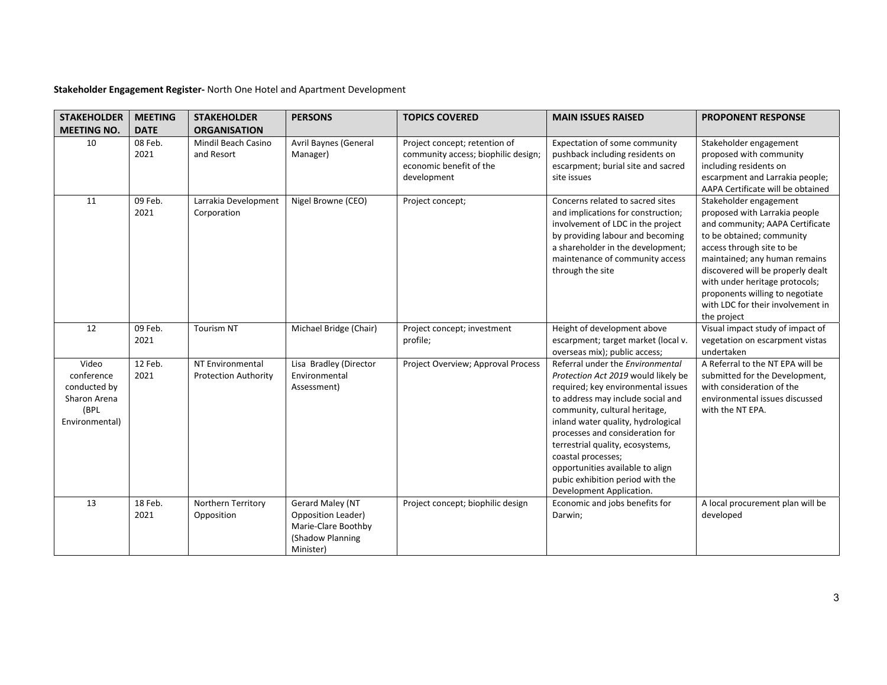**Stakeholder Engagement Register-** North One Hotel and Apartment Development

| STAKEHOLDER MEETING NO. | MEETING DATE | STAKEHOLDER ORGANISATION | PERSONS | TOPICS COVERED | MAIN ISSUES RAISED | PROPONENT RESPONSE |
|---|---|---|---|---|---|---|
| 10 | 08 Feb. 2021 | Mindil Beach Casino and Resort | Avril Baynes (General Manager) | Project concept; retention of community access; biophilic design; economic benefit of the development | Expectation of some community pushback including residents on escarpment; burial site and sacred site issues | Stakeholder engagement proposed with community including residents on escarpment and Larrakia people; AAPA Certificate will be obtained |
| 11 | 09 Feb. 2021 | Larrakia Development Corporation | Nigel Browne (CEO) | Project concept; | Concerns related to sacred sites and implications for construction; involvement of LDC in the project by providing labour and becoming a shareholder in the development; maintenance of community access through the site | Stakeholder engagement proposed with Larrakia people and community; AAPA Certificate to be obtained; community access through site to be maintained; any human remains discovered will be properly dealt with under heritage protocols; proponents willing to negotiate with LDC for their involvement in the project |
| 12 | 09 Feb. 2021 | Tourism NT | Michael Bridge (Chair) | Project concept; investment profile; | Height of development above escarpment; target market (local v. overseas mix); public access; | Visual impact study of impact of vegetation on escarpment vistas undertaken |
| Video conference conducted by Sharon Arena (BPL Environmental) | 12 Feb. 2021 | NT Environmental Protection Authority | Lisa Bradley (Director Environmental Assessment) | Project Overview; Approval Process | Referral under the *Environmental Protection Act 2019* would likely be required; key environmental issues to address may include social and community, cultural heritage, inland water quality, hydrological processes and consideration for terrestrial quality, ecosystems, coastal processes; opportunities available to align pubic exhibition period with the Development Application. | A Referral to the NT EPA will be submitted for the Development, with consideration of the environmental issues discussed with the NT EPA. |
| 13 | 18 Feb. 2021 | Northern Territory Opposition | Gerard Maley (NT Opposition Leader) Marie-Clare Boothby (Shadow Planning Minister) | Project concept; biophilic design | Economic and jobs benefits for Darwin; | A local procurement plan will be developed |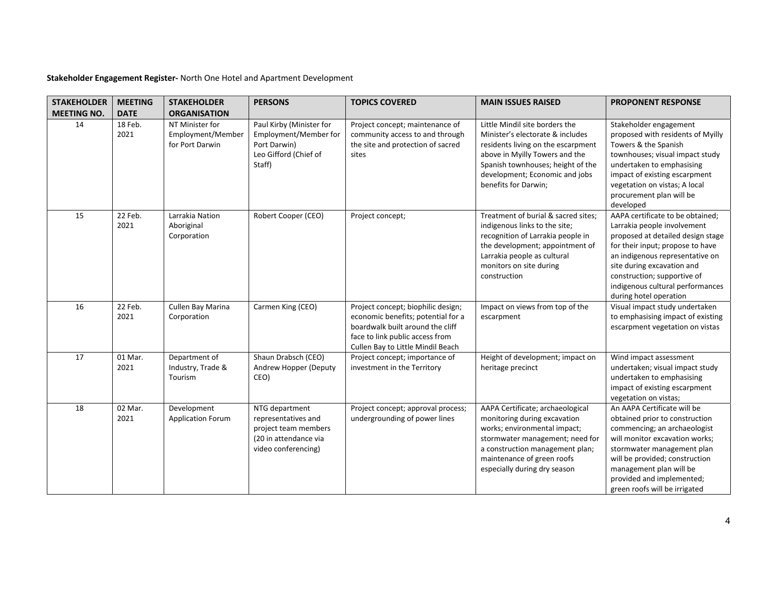**Stakeholder Engagement Register-** North One Hotel and Apartment Development

| STAKEHOLDER MEETING NO. | MEETING DATE | STAKEHOLDER ORGANISATION | PERSONS | TOPICS COVERED | MAIN ISSUES RAISED | PROPONENT RESPONSE |
|---|---|---|---|---|---|---|
| 14 | 18 Feb. 2021 | NT Minister for Employment/Member for Port Darwin | Paul Kirby (Minister for Employment/Member for Port Darwin) Leo Gifford (Chief of Staff) | Project concept; maintenance of community access to and through the site and protection of sacred sites | Little Mindil site borders the Minister's electorate & includes residents living on the escarpment above in Myilly Towers and the Spanish townhouses; height of the development; Economic and jobs benefits for Darwin; | Stakeholder engagement proposed with residents of Myilly Towers & the Spanish townhouses; visual impact study undertaken to emphasising impact of existing escarpment vegetation on vistas; A local procurement plan will be developed |
| 15 | 22 Feb. 2021 | Larrakia Nation Aboriginal Corporation | Robert Cooper (CEO) | Project concept; | Treatment of burial & sacred sites; indigenous links to the site; recognition of Larrakia people in the development; appointment of Larrakia people as cultural monitors on site during construction | AAPA certificate to be obtained; Larrakia people involvement proposed at detailed design stage for their input; propose to have an indigenous representative on site during excavation and construction; supportive of indigenous cultural performances during hotel operation |
| 16 | 22 Feb. 2021 | Cullen Bay Marina Corporation | Carmen King (CEO) | Project concept; biophilic design; economic benefits; potential for a boardwalk built around the cliff face to link public access from Cullen Bay to Little Mindil Beach | Impact on views from top of the escarpment | Visual impact study undertaken to emphasising impact of existing escarpment vegetation on vistas |
| 17 | 01 Mar. 2021 | Department of Industry, Trade & Tourism | Shaun Drabsch (CEO) Andrew Hopper (Deputy CEO) | Project concept; importance of investment in the Territory | Height of development; impact on heritage precinct | Wind impact assessment undertaken; visual impact study undertaken to emphasising impact of existing escarpment vegetation on vistas; |
| 18 | 02 Mar. 2021 | Development Application Forum | NTG department representatives and project team members (20 in attendance via video conferencing) | Project concept; approval process; undergrounding of power lines | AAPA Certificate; archaeological monitoring during excavation works; environmental impact; stormwater management; need for a construction management plan; maintenance of green roofs especially during dry season | An AAPA Certificate will be obtained prior to construction commencing; an archaeologist will monitor excavation works; stormwater management plan will be provided; construction management plan will be provided and implemented; green roofs will be irrigated |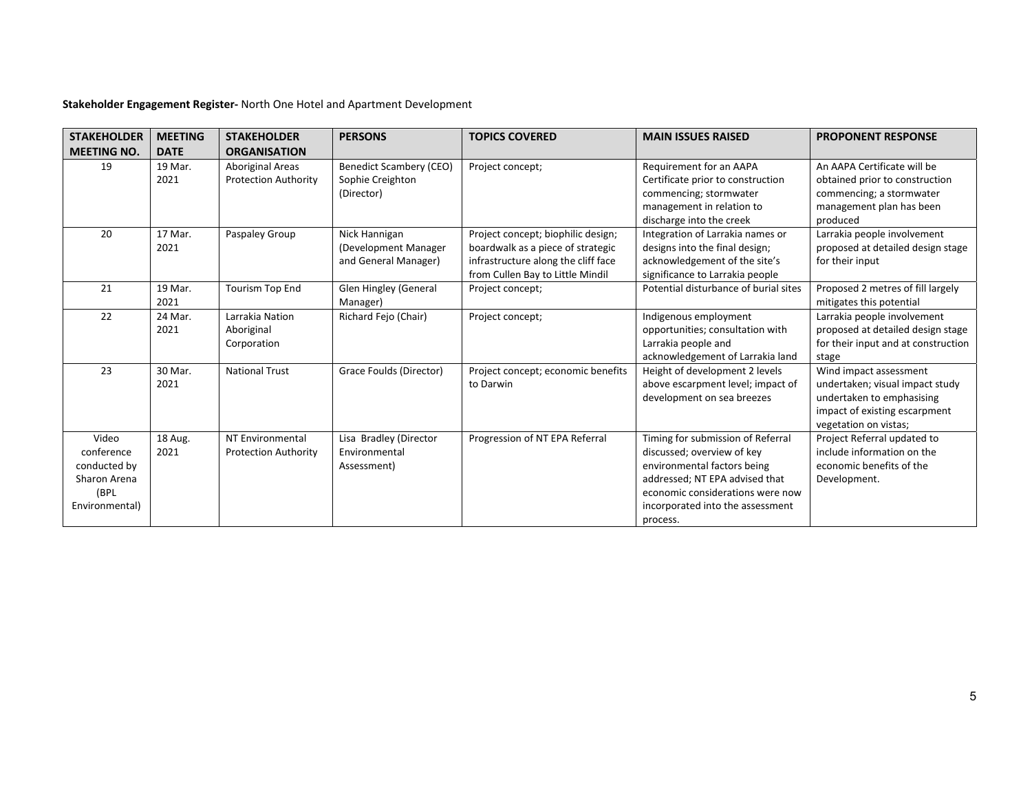**Stakeholder Engagement Register-** North One Hotel and Apartment Development

| STAKEHOLDER MEETING NO. | MEETING DATE | STAKEHOLDER ORGANISATION | PERSONS | TOPICS COVERED | MAIN ISSUES RAISED | PROPONENT RESPONSE |
|---|---|---|---|---|---|---|
| 19 | 19 Mar. 2021 | Aboriginal Areas Protection Authority | Benedict Scambery (CEO) Sophie Creighton (Director) | Project concept; | Requirement for an AAPA Certificate prior to construction commencing; stormwater management in relation to discharge into the creek | An AAPA Certificate will be obtained prior to construction commencing; a stormwater management plan has been produced |
| 20 | 17 Mar. 2021 | Paspaley Group | Nick Hannigan (Development Manager and General Manager) | Project concept; biophilic design; boardwalk as a piece of strategic infrastructure along the cliff face from Cullen Bay to Little Mindil | Integration of Larrakia names or designs into the final design; acknowledgement of the site's significance to Larrakia people | Larrakia people involvement proposed at detailed design stage for their input |
| 21 | 19 Mar. 2021 | Tourism Top End | Glen Hingley (General Manager) | Project concept; | Potential disturbance of burial sites | Proposed 2 metres of fill largely mitigates this potential |
| 22 | 24 Mar. 2021 | Larrakia Nation Aboriginal Corporation | Richard Fejo (Chair) | Project concept; | Indigenous employment opportunities; consultation with Larrakia people and acknowledgement of Larrakia land | Larrakia people involvement proposed at detailed design stage for their input and at construction stage |
| 23 | 30 Mar. 2021 | National Trust | Grace Foulds (Director) | Project concept; economic benefits to Darwin | Height of development 2 levels above escarpment level; impact of development on sea breezes | Wind impact assessment undertaken; visual impact study undertaken to emphasising impact of existing escarpment vegetation on vistas; |
| Video conference conducted by Sharon Arena (BPL Environmental) | 18 Aug. 2021 | NT Environmental Protection Authority | Lisa Bradley (Director Environmental Assessment) | Progression of NT EPA Referral | Timing for submission of Referral discussed; overview of key environmental factors being addressed; NT EPA advised that economic considerations were now incorporated into the assessment process. | Project Referral updated to include information on the economic benefits of the Development. |